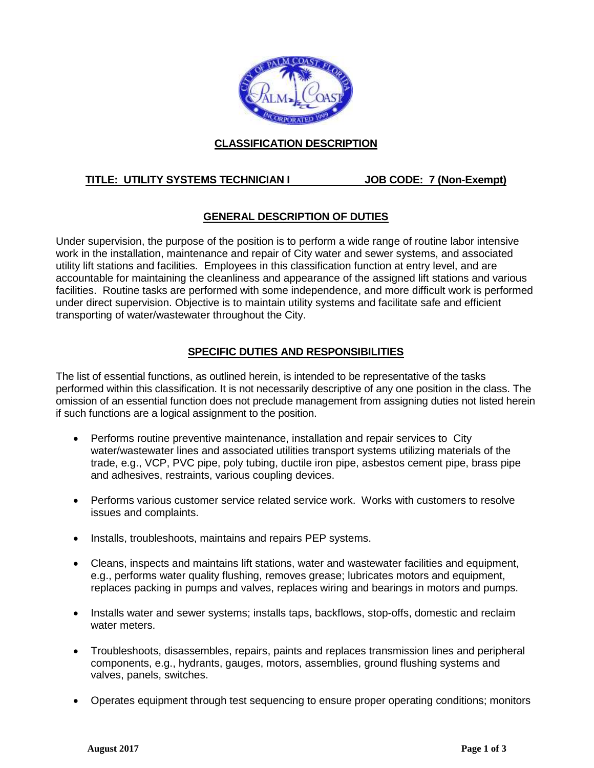## CLASSIFICATION DESCRIPTION

**TITLE: UTILITY SYSTEMS TECHNICIAN I JOB CODE: 7 (Non-Exempt)**

## GENERAL DESCRIPTION OF DUTIES

Under supervision, the purpose of the position is to perform a wide range of routine labor intensive work in the installation, maintenance and repair of City water and sewer systems, and associated utility lift stations and facilities. Employees in this classification function at entry level, and are accountable for maintaining the cleanliness and appearance of the assigned lift stations and various facilities. Routine tasks are performed with some independence, and more difficult work is performed under direct supervision. Objective is to maintain utility systems and facilitate safe and efficient transporting of water/wastewater throughout the City.

## SPECIFIC DUTIES AND RESPONSIBILITIES

The list of essential functions, as outlined herein, is intended to be representative of the tasks performed within this classification. It is not necessarily descriptive of any one position in the class. The omission of an essential function does not preclude management from assigning duties not listed herein if such functions are a logical assignment to the position.

- Performs routine preventive maintenance, installation and repair services to City water/wastewater lines and associated utilities transport systems utilizing materials of the trade, e.g., VCP, PVC pipe, poly tubing, ductile iron pipe, asbestos cement pipe, brass pipe and adhesives, restraints, various coupling devices.

- Performs various customer service related service work. Works with customers to resolve issues and complaints.

- Installs, troubleshoots, maintains and repairs PEP systems.

- Cleans, inspects and maintains lift stations, water and wastewater facilities and equipment, e.g., performs water quality flushing, removes grease; lubricates motors and equipment, replaces packing in pumps and valves, replaces wiring and bearings in motors and pumps.

- Installs water and sewer systems; installs taps, backflows, stop-offs, domestic and reclaim water meters.

- Troubleshoots, disassembles, repairs, paints and replaces transmission lines and peripheral components, e.g., hydrants, gauges, motors, assemblies, ground flushing systems and valves, panels, switches.

- Operates equipment through test sequencing to ensure proper operating conditions; monitors

August 2017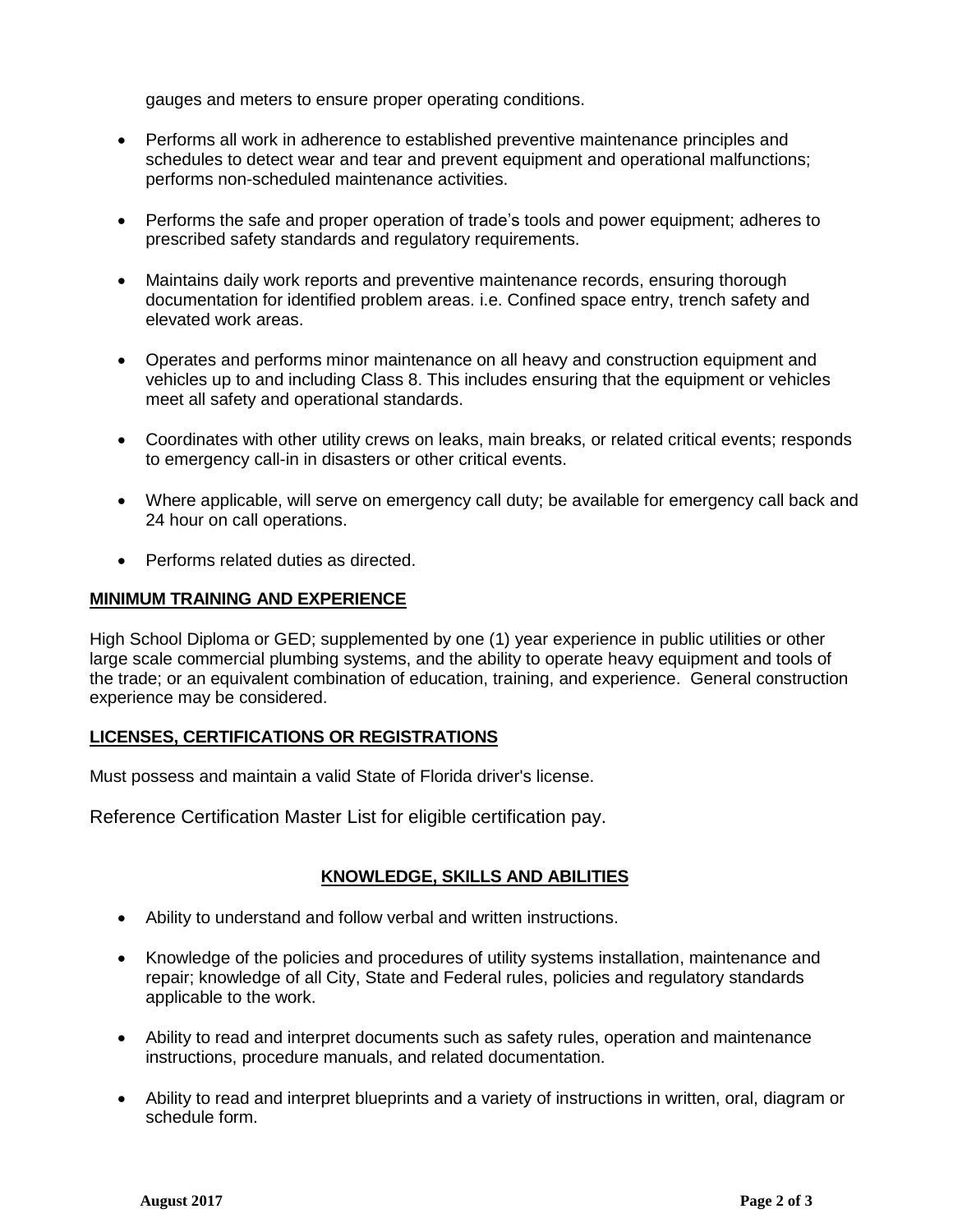gauges and meters to ensure proper operating conditions.

- Performs all work in adherence to established preventive maintenance principles and schedules to detect wear and tear and prevent equipment and operational malfunctions; performs non-scheduled maintenance activities.
- Performs the safe and proper operation of trade's tools and power equipment; adheres to prescribed safety standards and regulatory requirements.
- Maintains daily work reports and preventive maintenance records, ensuring thorough documentation for identified problem areas. i.e. Confined space entry, trench safety and elevated work areas.
- Operates and performs minor maintenance on all heavy and construction equipment and vehicles up to and including Class 8. This includes ensuring that the equipment or vehicles meet all safety and operational standards.
- Coordinates with other utility crews on leaks, main breaks, or related critical events; responds to emergency call-in in disasters or other critical events.
- Where applicable, will serve on emergency call duty; be available for emergency call back and 24 hour on call operations.
- Performs related duties as directed.

## MINIMUM TRAINING AND EXPERIENCE

High School Diploma or GED; supplemented by one (1) year experience in public utilities or other large scale commercial plumbing systems, and the ability to operate heavy equipment and tools of the trade; or an equivalent combination of education, training, and experience. General construction experience may be considered.

## LICENSES, CERTIFICATIONS OR REGISTRATIONS

Must possess and maintain a valid State of Florida driver's license.

Reference Certification Master List for eligible certification pay.

## KNOWLEDGE, SKILLS AND ABILITIES

- Ability to understand and follow verbal and written instructions.
- Knowledge of the policies and procedures of utility systems installation, maintenance and repair; knowledge of all City, State and Federal rules, policies and regulatory standards applicable to the work.
- Ability to read and interpret documents such as safety rules, operation and maintenance instructions, procedure manuals, and related documentation.
- Ability to read and interpret blueprints and a variety of instructions in written, oral, diagram or schedule form.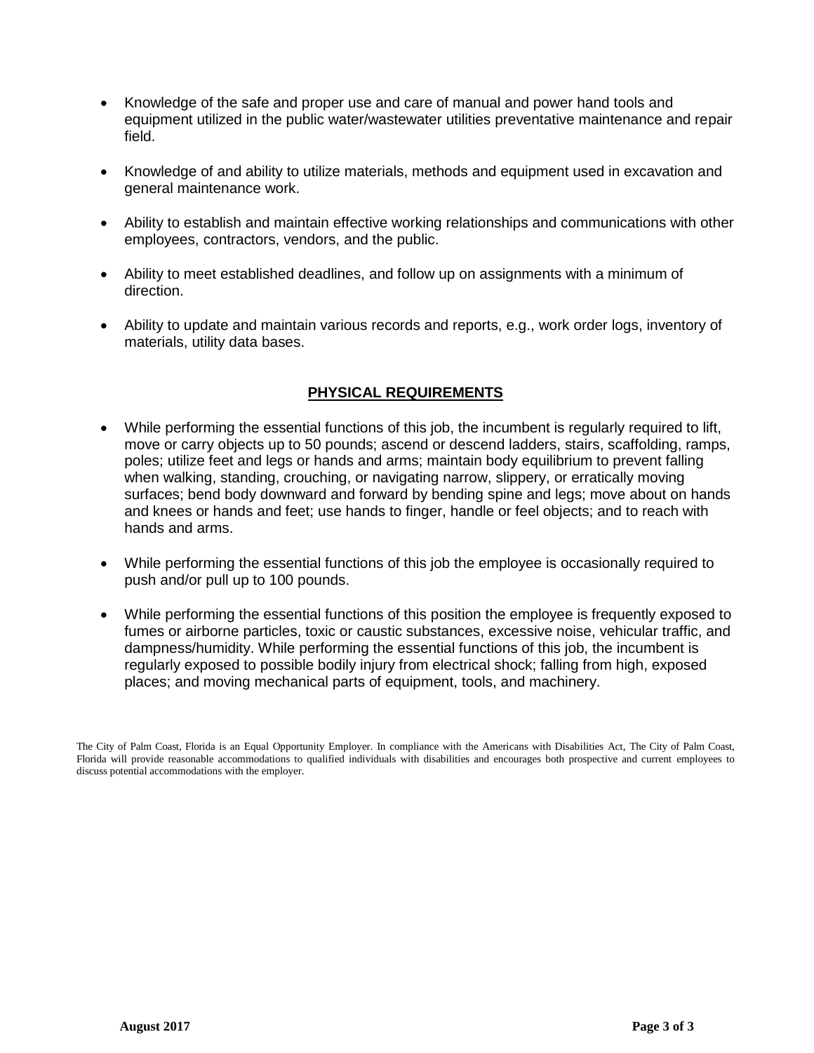- Knowledge of the safe and proper use and care of manual and power hand tools and equipment utilized in the public water/wastewater utilities preventative maintenance and repair field.

- Knowledge of and ability to utilize materials, methods and equipment used in excavation and general maintenance work.

- Ability to establish and maintain effective working relationships and communications with other employees, contractors, vendors, and the public.

- Ability to meet established deadlines, and follow up on assignments with a minimum of direction.

- Ability to update and maintain various records and reports, e.g., work order logs, inventory of materials, utility data bases.

## PHYSICAL REQUIREMENTS

- While performing the essential functions of this job, the incumbent is regularly required to lift, move or carry objects up to 50 pounds; ascend or descend ladders, stairs, scaffolding, ramps, poles; utilize feet and legs or hands and arms; maintain body equilibrium to prevent falling when walking, standing, crouching, or navigating narrow, slippery, or erratically moving surfaces; bend body downward and forward by bending spine and legs; move about on hands and knees or hands and feet; use hands to finger, handle or feel objects; and to reach with hands and arms.

- While performing the essential functions of this job the employee is occasionally required to push and/or pull up to 100 pounds.

- While performing the essential functions of this position the employee is frequently exposed to fumes or airborne particles, toxic or caustic substances, excessive noise, vehicular traffic, and dampness/humidity. While performing the essential functions of this job, the incumbent is regularly exposed to possible bodily injury from electrical shock; falling from high, exposed places; and moving mechanical parts of equipment, tools, and machinery.

The City of Palm Coast, Florida is an Equal Opportunity Employer. In compliance with the Americans with Disabilities Act, The City of Palm Coast, Florida will provide reasonable accommodations to qualified individuals with disabilities and encourages both prospective and current employees to discuss potential accommodations with the employer.

**August 2017**